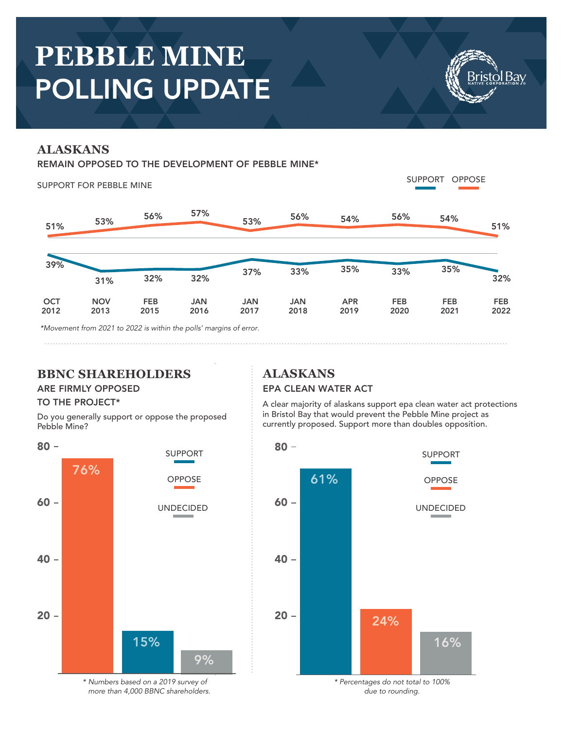# PEBBLE MINE POLLING UPDATE

Bristol Bay NATIVE CORPORATION

## ALASKANS

### REMAIN OPPOSED TO THE DEVELOPMENT OF PEBBLE MINE*

SUPPORT FOR PEBBLE MINE

| | OCT 2012 | NOV 2013 | FEB 2015 | JAN 2016 | JAN 2017 | JAN 2018 | APR 2019 | FEB 2020 | FEB 2021 | FEB 2022 |
|---|---|---|---|---|---|---|---|---|---|---|
| SUPPORT | 39% | 31% | 32% | 32% | 37% | 33% | 35% | 33% | 35% | 32% |
| OPPOSE | 51% | 53% | 56% | 57% | 53% | 56% | 54% | 56% | 54% | 51% |

*Movement from 2021 to 2022 is within the polls' margins of error.*

## BBNC SHAREHOLDERS

### ARE FIRMLY OPPOSED TO THE PROJECT*

Do you generally support or oppose the proposed Pebble Mine?

| | % |
|---|---|
| OPPOSE | 76% |
| SUPPORT | 15% |
| UNDECIDED | 9% |

*\* Numbers based on a 2019 survey of more than 4,000 BBNC shareholders.*

## ALASKANS

### EPA CLEAN WATER ACT

A clear majority of alaskans support epa clean water act protections in Bristol Bay that would prevent the Pebble Mine project as currently proposed. Support more than doubles opposition.

| | % |
|---|---|
| SUPPORT | 61% |
| OPPOSE | 24% |
| UNDECIDED | 16% |

*\* Percentages do not total to 100% due to rounding.*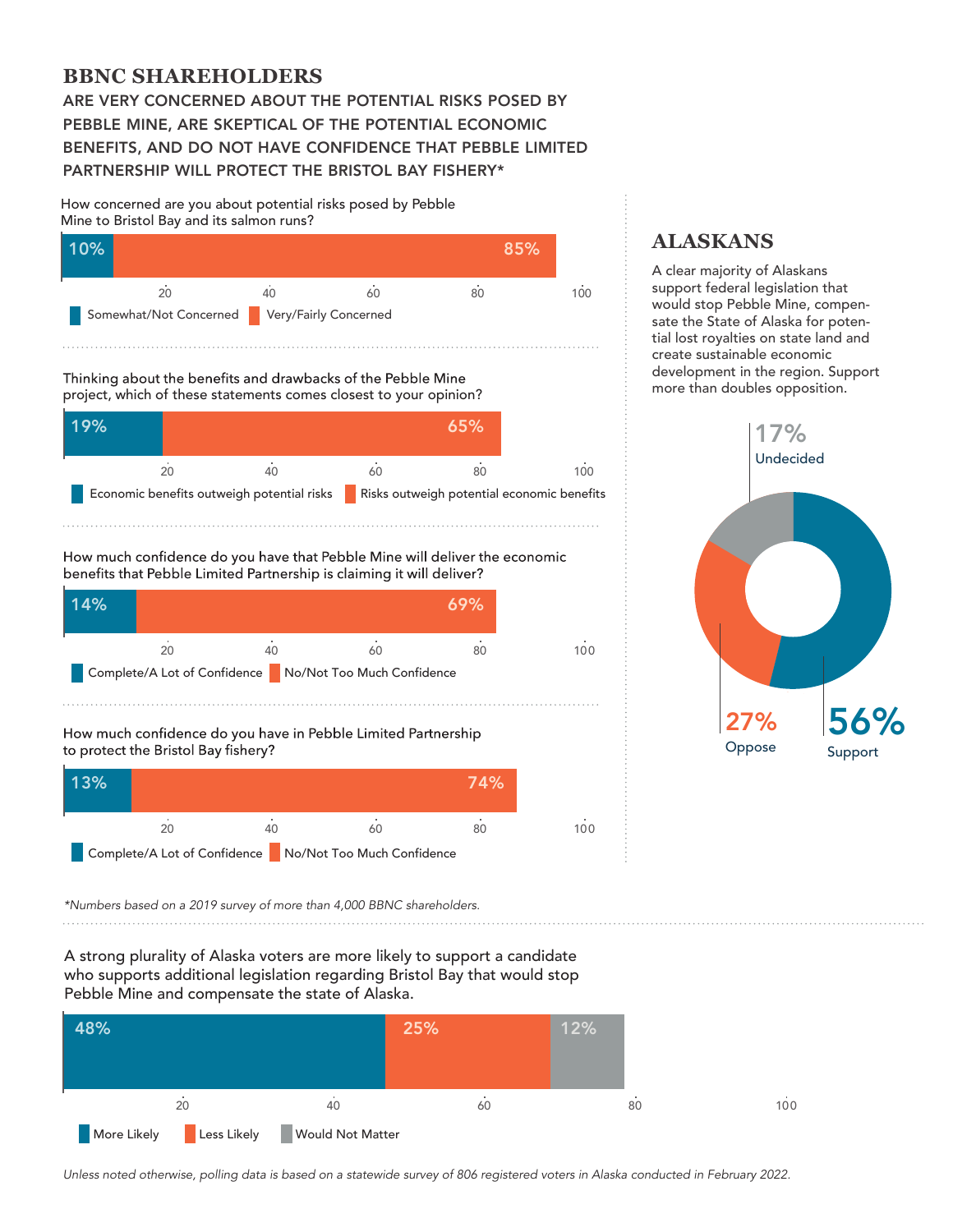## BBNC SHAREHOLDERS

ARE VERY CONCERNED ABOUT THE POTENTIAL RISKS POSED BY PEBBLE MINE, ARE SKEPTICAL OF THE POTENTIAL ECONOMIC BENEFITS, AND DO NOT HAVE CONFIDENCE THAT PEBBLE LIMITED PARTNERSHIP WILL PROTECT THE BRISTOL BAY FISHERY*

How concerned are you about potential risks posed by Pebble Mine to Bristol Bay and its salmon runs?

10%
85%

20 40 60 80 100

Somewhat/Not Concerned
Very/Fairly Concerned

Thinking about the benefits and drawbacks of the Pebble Mine project, which of these statements comes closest to your opinion?

19%
65%

20 40 60 80 100

Economic benefits outweigh potential risks
Risks outweigh potential economic benefits

How much confidence do you have that Pebble Mine will deliver the economic benefits that Pebble Limited Partnership is claiming it will deliver?

14%
69%

20 40 60 80 100

Complete/A Lot of Confidence
No/Not Too Much Confidence

How much confidence do you have in Pebble Limited Partnership to protect the Bristol Bay fishery?

13%
74%

20 40 60 80 100

Complete/A Lot of Confidence
No/Not Too Much Confidence

*Numbers based on a 2019 survey of more than 4,000 BBNC shareholders.*

## ALASKANS

A clear majority of Alaskans support federal legislation that would stop Pebble Mine, compensate the State of Alaska for potential lost royalties on state land and create sustainable economic development in the region. Support more than doubles opposition.

17%
Undecided

27%
Oppose

56%
Support

A strong plurality of Alaska voters are more likely to support a candidate who supports additional legislation regarding Bristol Bay that would stop Pebble Mine and compensate the state of Alaska.

48%
25%
12%

20 40 60 80 100

More Likely
Less Likely
Would Not Matter

*Unless noted otherwise, polling data is based on a statewide survey of 806 registered voters in Alaska conducted in February 2022.*